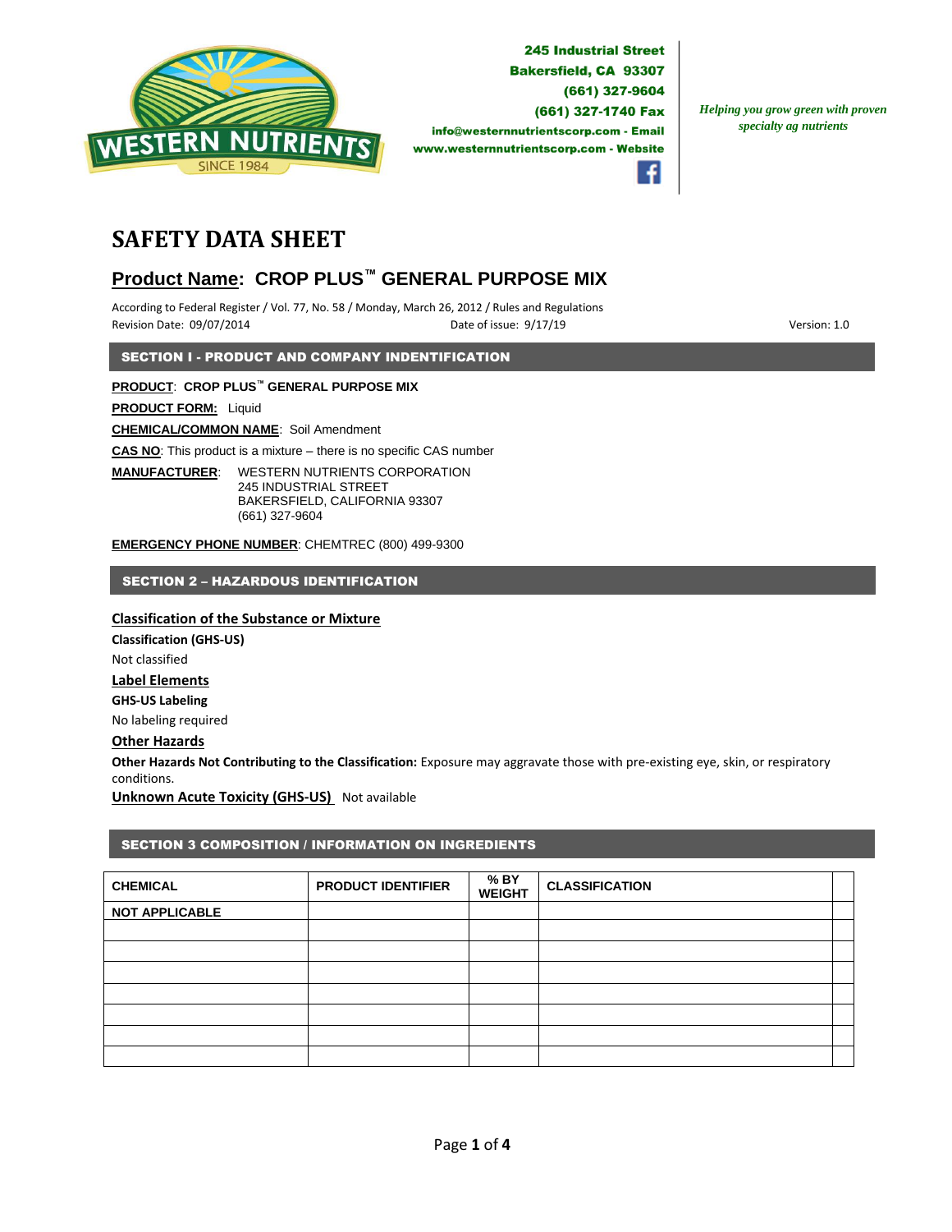245 Industrial Street
Bakersfield, CA 93307
(661) 327-9604
(661) 327-1740 Fax
info@westernnutrientscorp.com - Email
www.westernnutrientscorp.com - Website

*Helping you grow green with proven specialty ag nutrients*

# SAFETY DATA SHEET

## Product Name: CROP PLUS™ GENERAL PURPOSE MIX

According to Federal Register / Vol. 77, No. 58 / Monday, March 26, 2012 / Rules and Regulations
Revision Date: 09/07/2014 Date of issue: 9/17/19 Version: 1.0

## SECTION I - PRODUCT AND COMPANY INDENTIFICATION

**PRODUCT**: **CROP PLUS™ GENERAL PURPOSE MIX**

**PRODUCT FORM:** Liquid

**CHEMICAL/COMMON NAME**: Soil Amendment

**CAS NO**: This product is a mixture – there is no specific CAS number

**MANUFACTURER**: WESTERN NUTRIENTS CORPORATION
245 INDUSTRIAL STREET
BAKERSFIELD, CALIFORNIA 93307
(661) 327-9604

**EMERGENCY PHONE NUMBER**: CHEMTREC (800) 499-9300

## SECTION 2 – HAZARDOUS IDENTIFICATION

### Classification of the Substance or Mixture

**Classification (GHS-US)**

Not classified

### Label Elements

**GHS-US Labeling**

No labeling required

### Other Hazards

**Other Hazards Not Contributing to the Classification:** Exposure may aggravate those with pre-existing eye, skin, or respiratory conditions.

**Unknown Acute Toxicity (GHS-US)** Not available

## SECTION 3 COMPOSITION / INFORMATION ON INGREDIENTS

| CHEMICAL | PRODUCT IDENTIFIER | % BY WEIGHT | CLASSIFICATION | |
|---|---|---|---|---|
| NOT APPLICABLE | | | | |
| | | | | |
| | | | | |
| | | | | |
| | | | | |
| | | | | |
| | | | | |
| | | | | |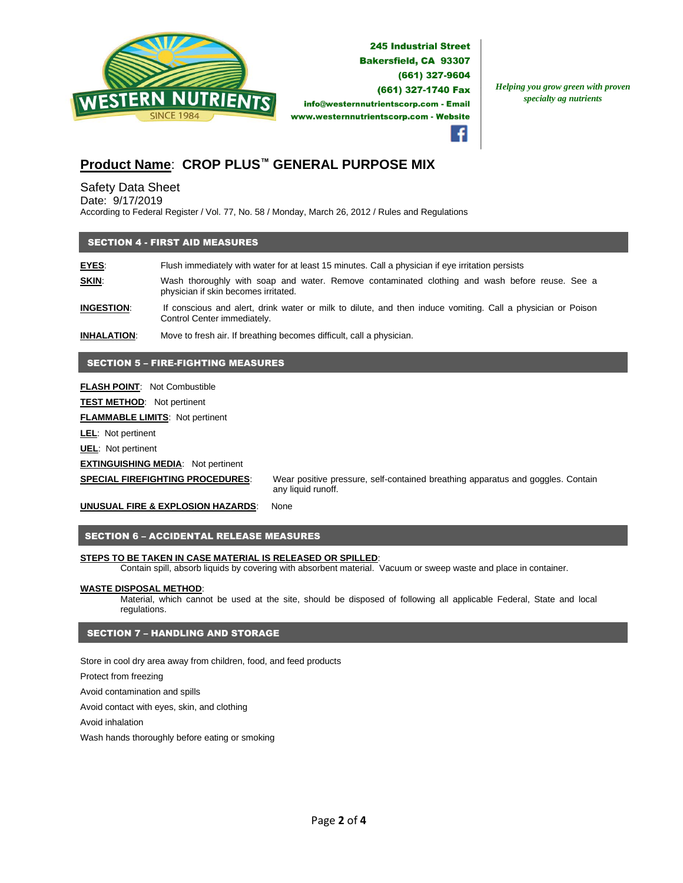245 Industrial Street
Bakersfield, CA 93307
(661) 327-9604
(661) 327-1740 Fax
info@westernnutrientscorp.com - Email
www.westernnutrientscorp.com - Website

*Helping you grow green with proven specialty ag nutrients*

## Product Name: CROP PLUS™ GENERAL PURPOSE MIX

Safety Data Sheet
Date: 9/17/2019
According to Federal Register / Vol. 77, No. 58 / Monday, March 26, 2012 / Rules and Regulations

## SECTION 4 - FIRST AID MEASURES

**EYES**: Flush immediately with water for at least 15 minutes. Call a physician if eye irritation persists

**SKIN**: Wash thoroughly with soap and water. Remove contaminated clothing and wash before reuse. See a physician if skin becomes irritated.

**INGESTION**: If conscious and alert, drink water or milk to dilute, and then induce vomiting. Call a physician or Poison Control Center immediately.

**INHALATION**: Move to fresh air. If breathing becomes difficult, call a physician.

## SECTION 5 – FIRE-FIGHTING MEASURES

**FLASH POINT**: Not Combustible

**TEST METHOD**: Not pertinent

**FLAMMABLE LIMITS**: Not pertinent

**LEL**: Not pertinent

**UEL**: Not pertinent

**EXTINGUISHING MEDIA**: Not pertinent

**SPECIAL FIREFIGHTING PROCEDURES**: Wear positive pressure, self-contained breathing apparatus and goggles. Contain any liquid runoff.

**UNUSUAL FIRE & EXPLOSION HAZARDS**: None

## SECTION 6 – ACCIDENTAL RELEASE MEASURES

**STEPS TO BE TAKEN IN CASE MATERIAL IS RELEASED OR SPILLED**:
Contain spill, absorb liquids by covering with absorbent material. Vacuum or sweep waste and place in container.

**WASTE DISPOSAL METHOD**:
Material, which cannot be used at the site, should be disposed of following all applicable Federal, State and local regulations.

## SECTION 7 – HANDLING AND STORAGE

Store in cool dry area away from children, food, and feed products

Protect from freezing

Avoid contamination and spills

Avoid contact with eyes, skin, and clothing

Avoid inhalation

Wash hands thoroughly before eating or smoking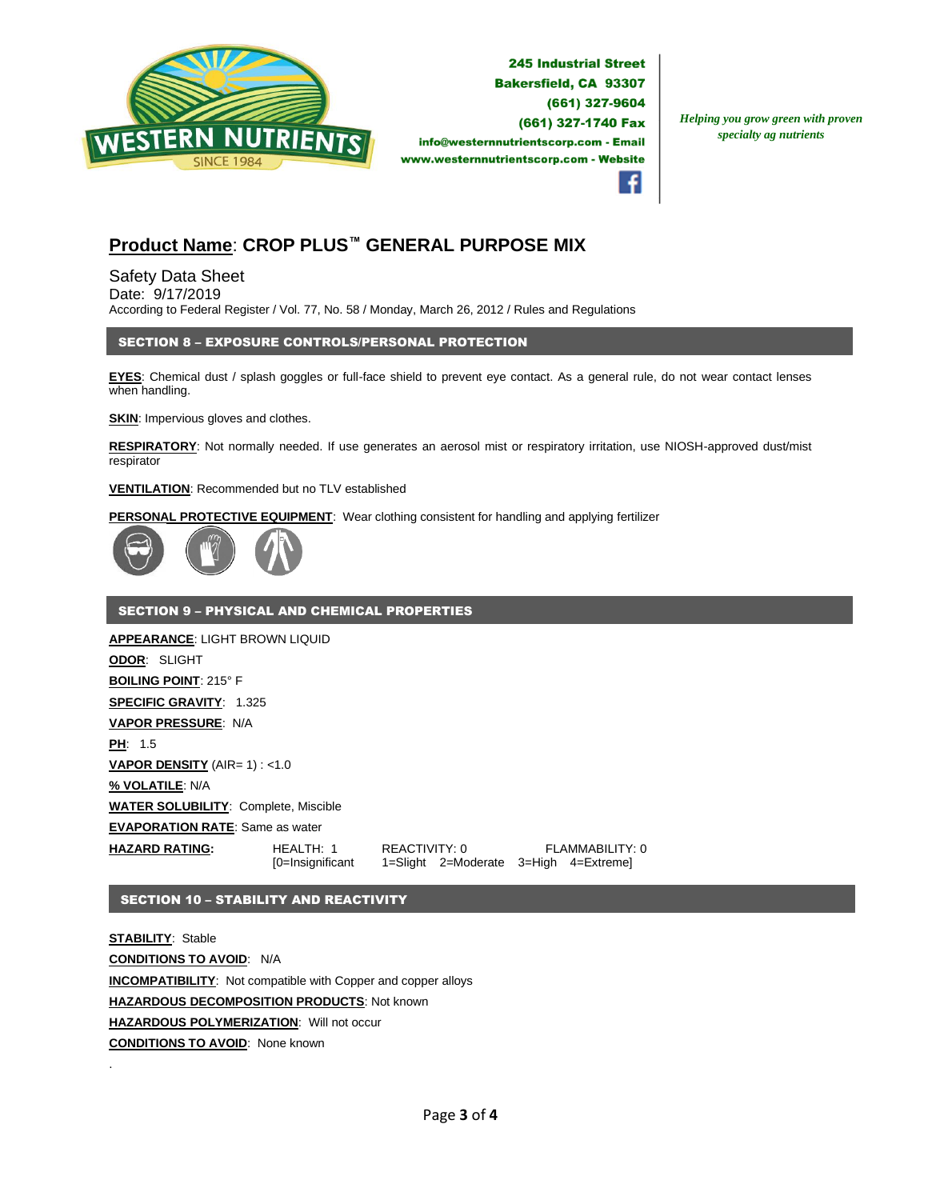**Product Name**: **CROP PLUS™ GENERAL PURPOSE MIX**

Safety Data Sheet
Date: 9/17/2019
According to Federal Register / Vol. 77, No. 58 / Monday, March 26, 2012 / Rules and Regulations

## SECTION 8 – EXPOSURE CONTROLS/PERSONAL PROTECTION

**EYES**: Chemical dust / splash goggles or full-face shield to prevent eye contact. As a general rule, do not wear contact lenses when handling.

**SKIN**: Impervious gloves and clothes.

**RESPIRATORY**: Not normally needed. If use generates an aerosol mist or respiratory irritation, use NIOSH-approved dust/mist respirator

**VENTILATION**: Recommended but no TLV established

**PERSONAL PROTECTIVE EQUIPMENT**: Wear clothing consistent for handling and applying fertilizer

## SECTION 9 – PHYSICAL AND CHEMICAL PROPERTIES

**APPEARANCE**: LIGHT BROWN LIQUID
**ODOR**: SLIGHT
**BOILING POINT**: 215° F
**SPECIFIC GRAVITY**: 1.325
**VAPOR PRESSURE**: N/A
**PH**: 1.5
**VAPOR DENSITY** (AIR= 1) : <1.0
**% VOLATILE**: N/A
**WATER SOLUBILITY**: Complete, Miscible
**EVAPORATION RATE**: Same as water
**HAZARD RATING:** HEALTH: 1 REACTIVITY: 0 FLAMMABILITY: 0
[0=Insignificant 1=Slight 2=Moderate 3=High 4=Extreme]

## SECTION 10 – STABILITY AND REACTIVITY

**STABILITY**: Stable
**CONDITIONS TO AVOID**: N/A
**INCOMPATIBILITY**: Not compatible with Copper and copper alloys
**HAZARDOUS DECOMPOSITION PRODUCTS**: Not known
**HAZARDOUS POLYMERIZATION**: Will not occur
**CONDITIONS TO AVOID**: None known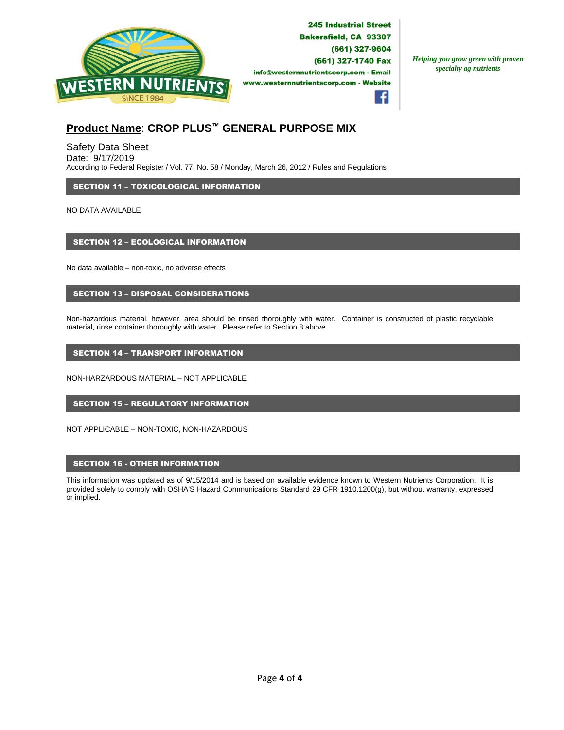245 Industrial Street
Bakersfield, CA 93307
(661) 327-9604
(661) 327-1740 Fax
info@westernnutrientscorp.com - Email
www.westernnutrientscorp.com - Website

*Helping you grow green with proven specialty ag nutrients*

## **Product Name**: CROP PLUS™ GENERAL PURPOSE MIX

Safety Data Sheet
Date: 9/17/2019
According to Federal Register / Vol. 77, No. 58 / Monday, March 26, 2012 / Rules and Regulations

### SECTION 11 – TOXICOLOGICAL INFORMATION

NO DATA AVAILABLE

### SECTION 12 – ECOLOGICAL INFORMATION

No data available – non-toxic, no adverse effects

### SECTION 13 – DISPOSAL CONSIDERATIONS

Non-hazardous material, however, area should be rinsed thoroughly with water. Container is constructed of plastic recyclable material, rinse container thoroughly with water. Please refer to Section 8 above.

### SECTION 14 – TRANSPORT INFORMATION

NON-HARZARDOUS MATERIAL – NOT APPLICABLE

### SECTION 15 – REGULATORY INFORMATION

NOT APPLICABLE – NON-TOXIC, NON-HAZARDOUS

### SECTION 16 - OTHER INFORMATION

This information was updated as of 9/15/2014 and is based on available evidence known to Western Nutrients Corporation. It is provided solely to comply with OSHA'S Hazard Communications Standard 29 CFR 1910.1200(g), but without warranty, expressed or implied.